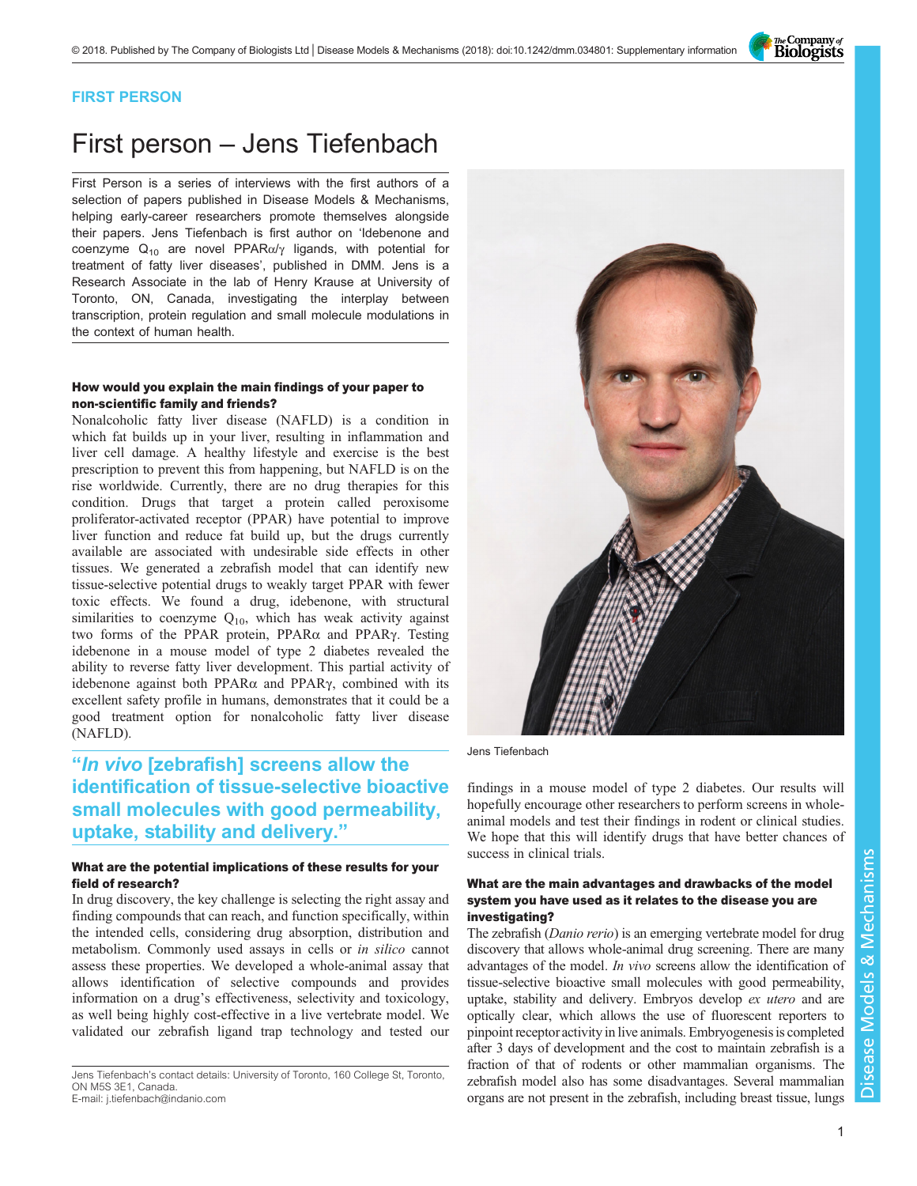FIRST PERSON

# First person – Jens Tiefenbach

First Person is a series of interviews with the first authors of a selection of papers published in Disease Models & Mechanisms, helping early-career researchers promote themselves alongside their papers. Jens Tiefenbach is first author on 'Idebenone and coenzyme $Q_{10}$ are novel PPARα/γ ligands, with potential for treatment of fatty liver diseases', published in DMM. Jens is a Research Associate in the lab of Henry Krause at University of Toronto, ON, Canada, investigating the interplay between transcription, protein regulation and small molecule modulations in the context of human health.

Jens Tiefenbach

### How would you explain the main findings of your paper to non-scientific family and friends?

Nonalcoholic fatty liver disease (NAFLD) is a condition in which fat builds up in your liver, resulting in inflammation and liver cell damage. A healthy lifestyle and exercise is the best prescription to prevent this from happening, but NAFLD is on the rise worldwide. Currently, there are no drug therapies for this condition. Drugs that target a protein called peroxisome proliferator-activated receptor (PPAR) have potential to improve liver function and reduce fat build up, but the drugs currently available are associated with undesirable side effects in other tissues. We generated a zebrafish model that can identify new tissue-selective potential drugs to weakly target PPAR with fewer toxic effects. We found a drug, idebenone, with structural similarities to coenzyme $Q_{10}$, which has weak activity against two forms of the PPAR protein, PPARα and PPARγ. Testing idebenone in a mouse model of type 2 diabetes revealed the ability to reverse fatty liver development. This partial activity of idebenone against both PPARα and PPARγ, combined with its excellent safety profile in humans, demonstrates that it could be a good treatment option for nonalcoholic fatty liver disease (NAFLD).

> "*In vivo* [zebrafish] screens allow the identification of tissue-selective bioactive small molecules with good permeability, uptake, stability and delivery."

### What are the potential implications of these results for your field of research?

In drug discovery, the key challenge is selecting the right assay and finding compounds that can reach, and function specifically, within the intended cells, considering drug absorption, distribution and metabolism. Commonly used assays in cells or *in silico* cannot assess these properties. We developed a whole-animal assay that allows identification of selective compounds and provides information on a drug's effectiveness, selectivity and toxicology, as well being highly cost-effective in a live vertebrate model. We validated our zebrafish ligand trap technology and tested our findings in a mouse model of type 2 diabetes. Our results will hopefully encourage other researchers to perform screens in whole-animal models and test their findings in rodent or clinical studies. We hope that this will identify drugs that have better chances of success in clinical trials.

### What are the main advantages and drawbacks of the model system you have used as it relates to the disease you are investigating?

The zebrafish (*Danio rerio*) is an emerging vertebrate model for drug discovery that allows whole-animal drug screening. There are many advantages of the model. *In vivo* screens allow the identification of tissue-selective bioactive small molecules with good permeability, uptake, stability and delivery. Embryos develop *ex utero* and are optically clear, which allows the use of fluorescent reporters to pinpoint receptor activity in live animals. Embryogenesis is completed after 3 days of development and the cost to maintain zebrafish is a fraction of that of rodents or other mammalian organisms. The zebrafish model also has some disadvantages. Several mammalian organs are not present in the zebrafish, including breast tissue, lungs

Jens Tiefenbach's contact details: University of Toronto, 160 College St, Toronto, ON M5S 3E1, Canada.
E-mail: j.tiefenbach@indanio.com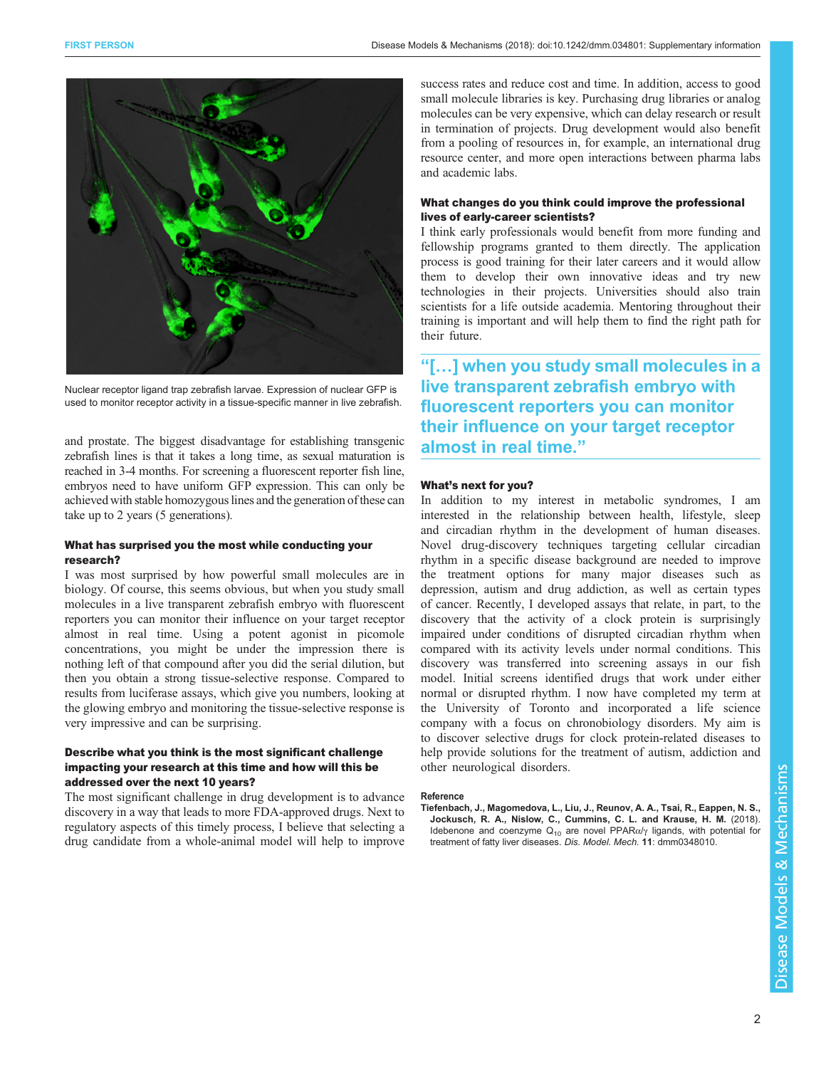Nuclear receptor ligand trap zebrafish larvae. Expression of nuclear GFP is used to monitor receptor activity in a tissue-specific manner in live zebrafish.

and prostate. The biggest disadvantage for establishing transgenic zebrafish lines is that it takes a long time, as sexual maturation is reached in 3-4 months. For screening a fluorescent reporter fish line, embryos need to have uniform GFP expression. This can only be achieved with stable homozygous lines and the generation of these can take up to 2 years (5 generations).

### What has surprised you the most while conducting your research?

I was most surprised by how powerful small molecules are in biology. Of course, this seems obvious, but when you study small molecules in a live transparent zebrafish embryo with fluorescent reporters you can monitor their influence on your target receptor almost in real time. Using a potent agonist in picomole concentrations, you might be under the impression there is nothing left of that compound after you did the serial dilution, but then you obtain a strong tissue-selective response. Compared to results from luciferase assays, which give you numbers, looking at the glowing embryo and monitoring the tissue-selective response is very impressive and can be surprising.

### Describe what you think is the most significant challenge impacting your research at this time and how will this be addressed over the next 10 years?

The most significant challenge in drug development is to advance discovery in a way that leads to more FDA-approved drugs. Next to regulatory aspects of this timely process, I believe that selecting a drug candidate from a whole-animal model will help to improve success rates and reduce cost and time. In addition, access to good small molecule libraries is key. Purchasing drug libraries or analog molecules can be very expensive, which can delay research or result in termination of projects. Drug development would also benefit from a pooling of resources in, for example, an international drug resource center, and more open interactions between pharma labs and academic labs.

### What changes do you think could improve the professional lives of early-career scientists?

I think early professionals would benefit from more funding and fellowship programs granted to them directly. The application process is good training for their later careers and it would allow them to develop their own innovative ideas and try new technologies in their projects. Universities should also train scientists for a life outside academia. Mentoring throughout their training is important and will help them to find the right path for their future.

> "[…] when you study small molecules in a live transparent zebrafish embryo with fluorescent reporters you can monitor their influence on your target receptor almost in real time."

### What's next for you?

In addition to my interest in metabolic syndromes, I am interested in the relationship between health, lifestyle, sleep and circadian rhythm in the development of human diseases. Novel drug-discovery techniques targeting cellular circadian rhythm in a specific disease background are needed to improve the treatment options for many major diseases such as depression, autism and drug addiction, as well as certain types of cancer. Recently, I developed assays that relate, in part, to the discovery that the activity of a clock protein is surprisingly impaired under conditions of disrupted circadian rhythm when compared with its activity levels under normal conditions. This discovery was transferred into screening assays in our fish model. Initial screens identified drugs that work under either normal or disrupted rhythm. I now have completed my term at the University of Toronto and incorporated a life science company with a focus on chronobiology disorders. My aim is to discover selective drugs for clock protein-related diseases to help provide solutions for the treatment of autism, addiction and other neurological disorders.

#### Reference

**Tiefenbach, J., Magomedova, L., Liu, J., Reunov, A. A., Tsai, R., Eappen, N. S., Jockusch, R. A., Nislow, C., Cummins, C. L. and Krause, H. M.** (2018). Idebenone and coenzyme $Q_{10}$ are novel PPAR$\alpha/\gamma$ ligands, with potential for treatment of fatty liver diseases. *Dis. Model. Mech.* **11**: dmm0348010.